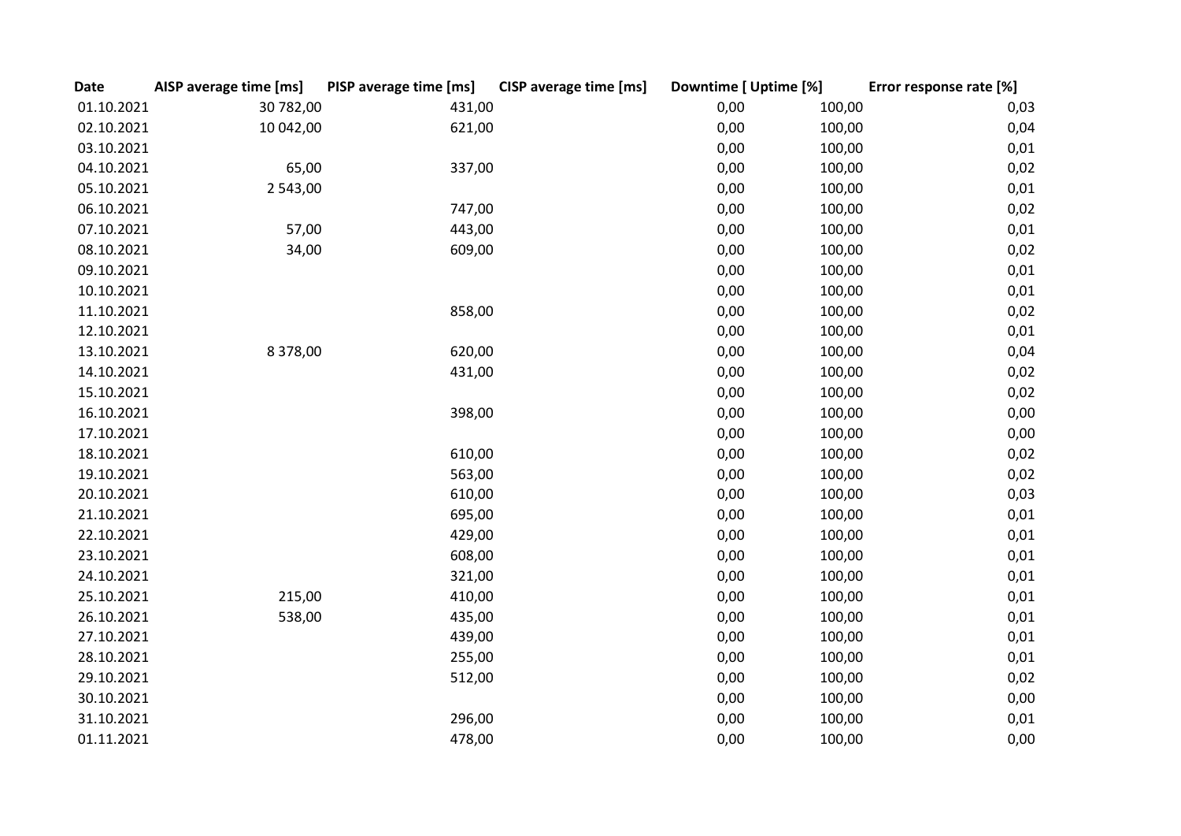| Date | AISP average time [ms] | PISP average time [ms] | CISP average time [ms] | Downtime [ | Uptime [%] | Error response rate [%] |
|---|---|---|---|---|---|---|
| 01.10.2021 | 30 782,00 | 431,00 | | 0,00 | 100,00 | 0,03 |
| 02.10.2021 | 10 042,00 | 621,00 | | 0,00 | 100,00 | 0,04 |
| 03.10.2021 | | | | 0,00 | 100,00 | 0,01 |
| 04.10.2021 | 65,00 | 337,00 | | 0,00 | 100,00 | 0,02 |
| 05.10.2021 | 2 543,00 | | | 0,00 | 100,00 | 0,01 |
| 06.10.2021 | | 747,00 | | 0,00 | 100,00 | 0,02 |
| 07.10.2021 | 57,00 | 443,00 | | 0,00 | 100,00 | 0,01 |
| 08.10.2021 | 34,00 | 609,00 | | 0,00 | 100,00 | 0,02 |
| 09.10.2021 | | | | 0,00 | 100,00 | 0,01 |
| 10.10.2021 | | | | 0,00 | 100,00 | 0,01 |
| 11.10.2021 | | 858,00 | | 0,00 | 100,00 | 0,02 |
| 12.10.2021 | | | | 0,00 | 100,00 | 0,01 |
| 13.10.2021 | 8 378,00 | 620,00 | | 0,00 | 100,00 | 0,04 |
| 14.10.2021 | | 431,00 | | 0,00 | 100,00 | 0,02 |
| 15.10.2021 | | | | 0,00 | 100,00 | 0,02 |
| 16.10.2021 | | 398,00 | | 0,00 | 100,00 | 0,00 |
| 17.10.2021 | | | | 0,00 | 100,00 | 0,00 |
| 18.10.2021 | | 610,00 | | 0,00 | 100,00 | 0,02 |
| 19.10.2021 | | 563,00 | | 0,00 | 100,00 | 0,02 |
| 20.10.2021 | | 610,00 | | 0,00 | 100,00 | 0,03 |
| 21.10.2021 | | 695,00 | | 0,00 | 100,00 | 0,01 |
| 22.10.2021 | | 429,00 | | 0,00 | 100,00 | 0,01 |
| 23.10.2021 | | 608,00 | | 0,00 | 100,00 | 0,01 |
| 24.10.2021 | | 321,00 | | 0,00 | 100,00 | 0,01 |
| 25.10.2021 | 215,00 | 410,00 | | 0,00 | 100,00 | 0,01 |
| 26.10.2021 | 538,00 | 435,00 | | 0,00 | 100,00 | 0,01 |
| 27.10.2021 | | 439,00 | | 0,00 | 100,00 | 0,01 |
| 28.10.2021 | | 255,00 | | 0,00 | 100,00 | 0,01 |
| 29.10.2021 | | 512,00 | | 0,00 | 100,00 | 0,02 |
| 30.10.2021 | | | | 0,00 | 100,00 | 0,00 |
| 31.10.2021 | | 296,00 | | 0,00 | 100,00 | 0,01 |
| 01.11.2021 | | 478,00 | | 0,00 | 100,00 | 0,00 |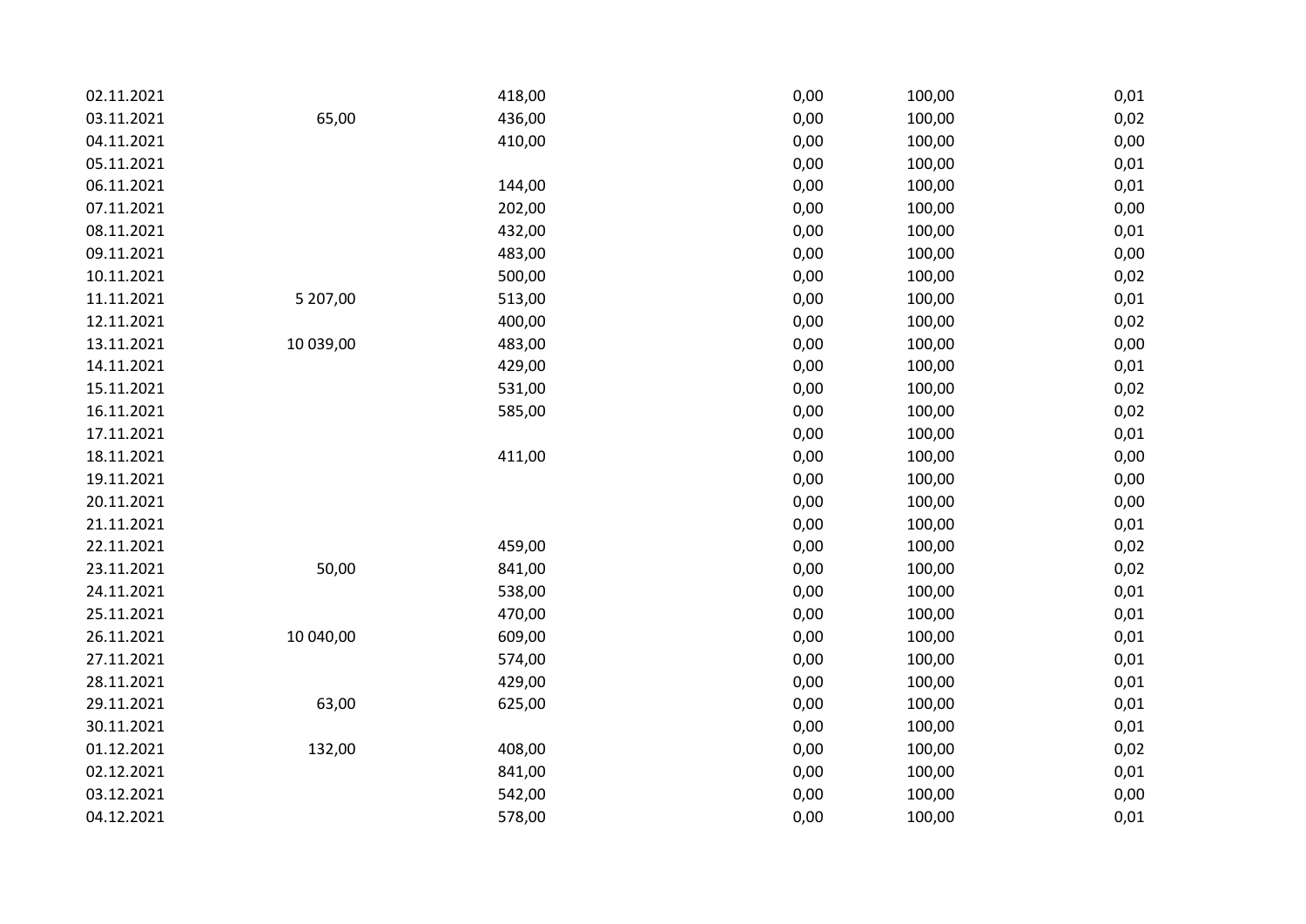|  |  |  |  |  |  |
|---|---|---|---|---|---|
| 02.11.2021 |  | 418,00 | 0,00 | 100,00 | 0,01 |
| 03.11.2021 | 65,00 | 436,00 | 0,00 | 100,00 | 0,02 |
| 04.11.2021 |  | 410,00 | 0,00 | 100,00 | 0,00 |
| 05.11.2021 |  |  | 0,00 | 100,00 | 0,01 |
| 06.11.2021 |  | 144,00 | 0,00 | 100,00 | 0,01 |
| 07.11.2021 |  | 202,00 | 0,00 | 100,00 | 0,00 |
| 08.11.2021 |  | 432,00 | 0,00 | 100,00 | 0,01 |
| 09.11.2021 |  | 483,00 | 0,00 | 100,00 | 0,00 |
| 10.11.2021 |  | 500,00 | 0,00 | 100,00 | 0,02 |
| 11.11.2021 | 5 207,00 | 513,00 | 0,00 | 100,00 | 0,01 |
| 12.11.2021 |  | 400,00 | 0,00 | 100,00 | 0,02 |
| 13.11.2021 | 10 039,00 | 483,00 | 0,00 | 100,00 | 0,00 |
| 14.11.2021 |  | 429,00 | 0,00 | 100,00 | 0,01 |
| 15.11.2021 |  | 531,00 | 0,00 | 100,00 | 0,02 |
| 16.11.2021 |  | 585,00 | 0,00 | 100,00 | 0,02 |
| 17.11.2021 |  |  | 0,00 | 100,00 | 0,01 |
| 18.11.2021 |  | 411,00 | 0,00 | 100,00 | 0,00 |
| 19.11.2021 |  |  | 0,00 | 100,00 | 0,00 |
| 20.11.2021 |  |  | 0,00 | 100,00 | 0,00 |
| 21.11.2021 |  |  | 0,00 | 100,00 | 0,01 |
| 22.11.2021 |  | 459,00 | 0,00 | 100,00 | 0,02 |
| 23.11.2021 | 50,00 | 841,00 | 0,00 | 100,00 | 0,02 |
| 24.11.2021 |  | 538,00 | 0,00 | 100,00 | 0,01 |
| 25.11.2021 |  | 470,00 | 0,00 | 100,00 | 0,01 |
| 26.11.2021 | 10 040,00 | 609,00 | 0,00 | 100,00 | 0,01 |
| 27.11.2021 |  | 574,00 | 0,00 | 100,00 | 0,01 |
| 28.11.2021 |  | 429,00 | 0,00 | 100,00 | 0,01 |
| 29.11.2021 | 63,00 | 625,00 | 0,00 | 100,00 | 0,01 |
| 30.11.2021 |  |  | 0,00 | 100,00 | 0,01 |
| 01.12.2021 | 132,00 | 408,00 | 0,00 | 100,00 | 0,02 |
| 02.12.2021 |  | 841,00 | 0,00 | 100,00 | 0,01 |
| 03.12.2021 |  | 542,00 | 0,00 | 100,00 | 0,00 |
| 04.12.2021 |  | 578,00 | 0,00 | 100,00 | 0,01 |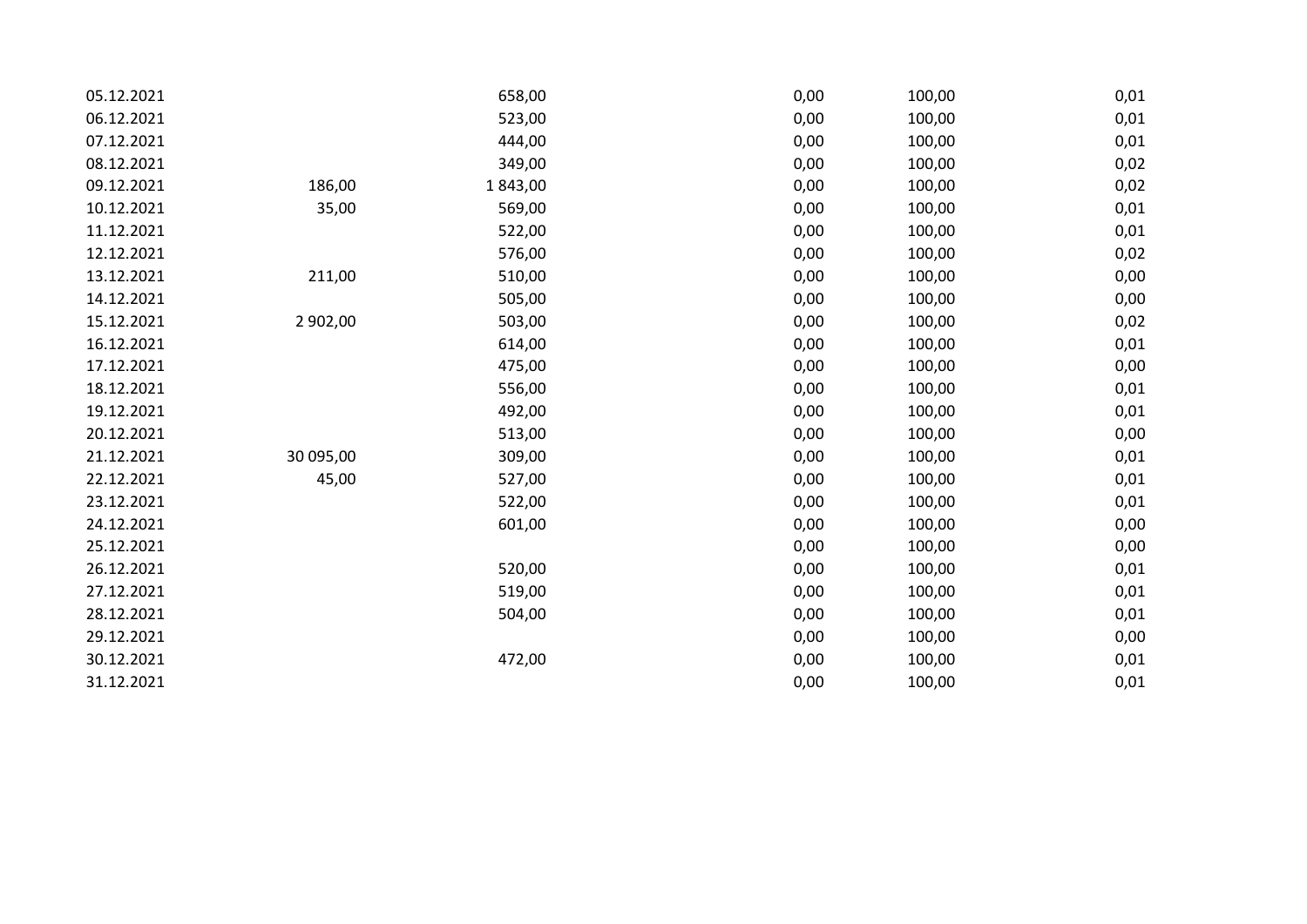| | | | | | |
|---|---|---|---|---|---|
| 05.12.2021 | | 658,00 | 0,00 | 100,00 | 0,01 |
| 06.12.2021 | | 523,00 | 0,00 | 100,00 | 0,01 |
| 07.12.2021 | | 444,00 | 0,00 | 100,00 | 0,01 |
| 08.12.2021 | | 349,00 | 0,00 | 100,00 | 0,02 |
| 09.12.2021 | 186,00 | 1 843,00 | 0,00 | 100,00 | 0,02 |
| 10.12.2021 | 35,00 | 569,00 | 0,00 | 100,00 | 0,01 |
| 11.12.2021 | | 522,00 | 0,00 | 100,00 | 0,01 |
| 12.12.2021 | | 576,00 | 0,00 | 100,00 | 0,02 |
| 13.12.2021 | 211,00 | 510,00 | 0,00 | 100,00 | 0,00 |
| 14.12.2021 | | 505,00 | 0,00 | 100,00 | 0,00 |
| 15.12.2021 | 2 902,00 | 503,00 | 0,00 | 100,00 | 0,02 |
| 16.12.2021 | | 614,00 | 0,00 | 100,00 | 0,01 |
| 17.12.2021 | | 475,00 | 0,00 | 100,00 | 0,00 |
| 18.12.2021 | | 556,00 | 0,00 | 100,00 | 0,01 |
| 19.12.2021 | | 492,00 | 0,00 | 100,00 | 0,01 |
| 20.12.2021 | | 513,00 | 0,00 | 100,00 | 0,00 |
| 21.12.2021 | 30 095,00 | 309,00 | 0,00 | 100,00 | 0,01 |
| 22.12.2021 | 45,00 | 527,00 | 0,00 | 100,00 | 0,01 |
| 23.12.2021 | | 522,00 | 0,00 | 100,00 | 0,01 |
| 24.12.2021 | | 601,00 | 0,00 | 100,00 | 0,00 |
| 25.12.2021 | | | 0,00 | 100,00 | 0,00 |
| 26.12.2021 | | 520,00 | 0,00 | 100,00 | 0,01 |
| 27.12.2021 | | 519,00 | 0,00 | 100,00 | 0,01 |
| 28.12.2021 | | 504,00 | 0,00 | 100,00 | 0,01 |
| 29.12.2021 | | | 0,00 | 100,00 | 0,00 |
| 30.12.2021 | | 472,00 | 0,00 | 100,00 | 0,01 |
| 31.12.2021 | | | 0,00 | 100,00 | 0,01 |